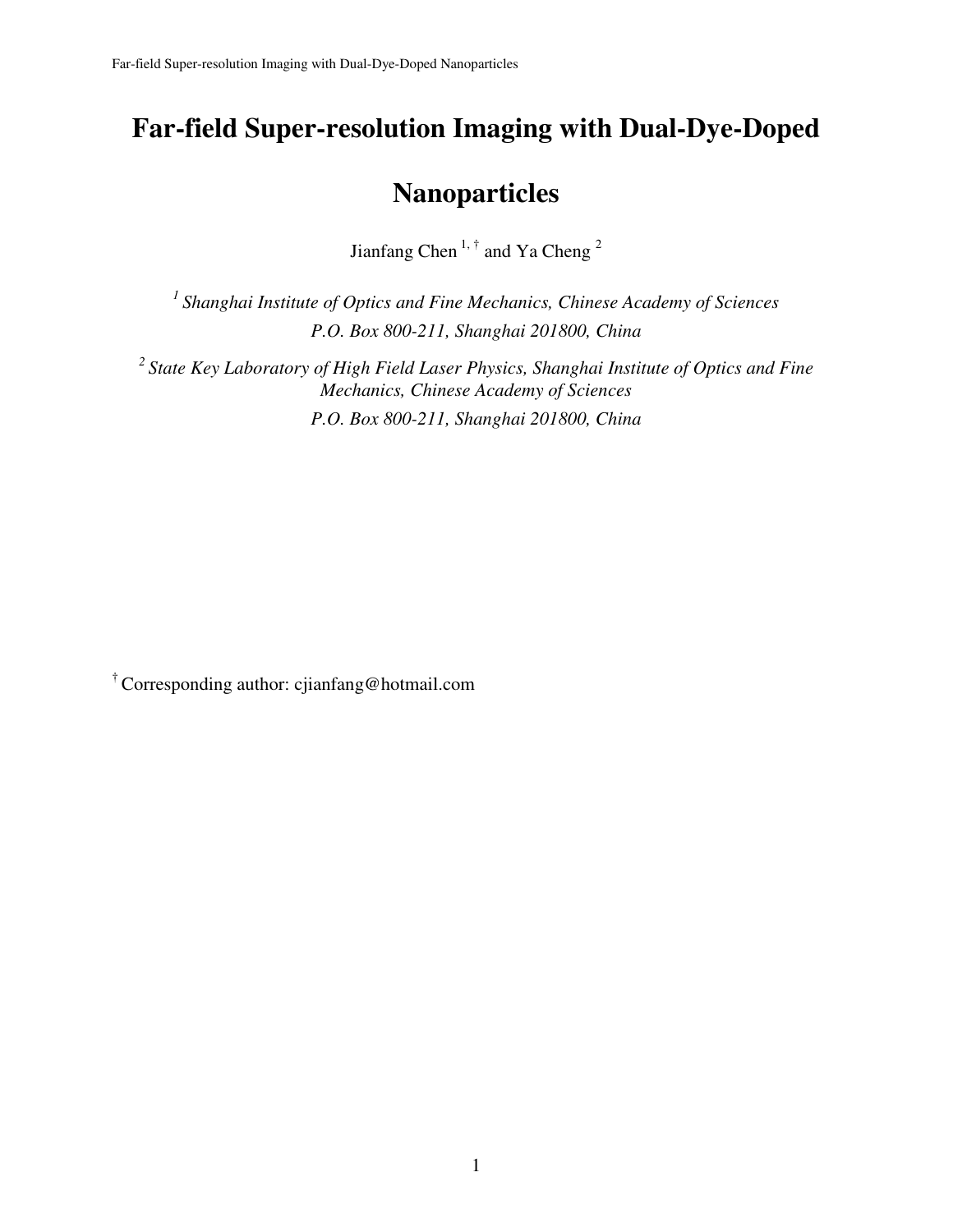# Far-field Super-resolution Imaging with Dual-Dye-Doped Nanoparticles

Jianfang Chen [1, †] and Ya Cheng [2]

[1] *Shanghai Institute of Optics and Fine Mechanics, Chinese Academy of Sciences*
*P.O. Box 800-211, Shanghai 201800, China*

[2] *State Key Laboratory of High Field Laser Physics, Shanghai Institute of Optics and Fine Mechanics, Chinese Academy of Sciences*
*P.O. Box 800-211, Shanghai 201800, China*

[†] Corresponding author: cjianfang@hotmail.com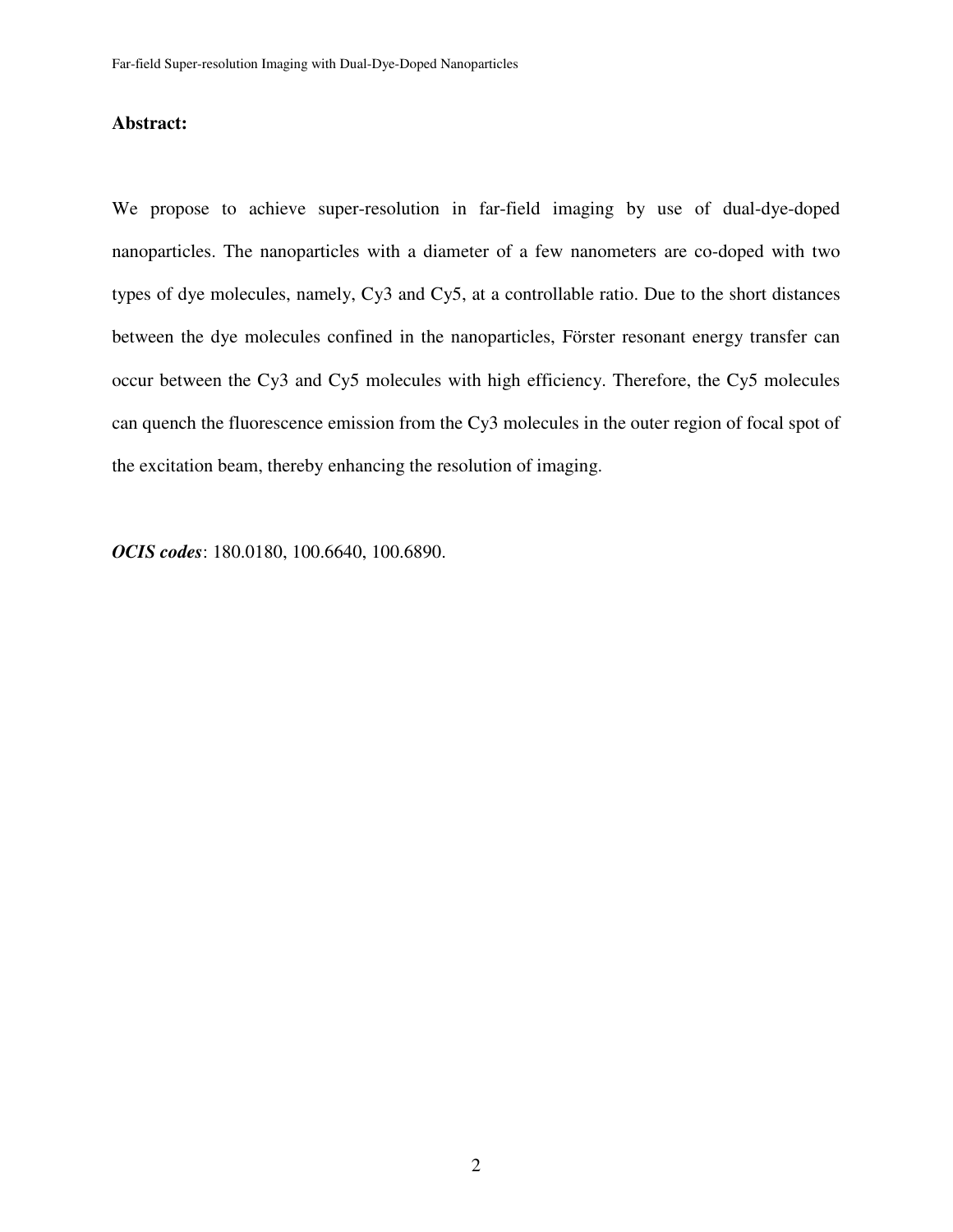**Abstract:**

We propose to achieve super-resolution in far-field imaging by use of dual-dye-doped nanoparticles. The nanoparticles with a diameter of a few nanometers are co-doped with two types of dye molecules, namely, Cy3 and Cy5, at a controllable ratio. Due to the short distances between the dye molecules confined in the nanoparticles, Förster resonant energy transfer can occur between the Cy3 and Cy5 molecules with high efficiency. Therefore, the Cy5 molecules can quench the fluorescence emission from the Cy3 molecules in the outer region of focal spot of the excitation beam, thereby enhancing the resolution of imaging.

***OCIS codes***: 180.0180, 100.6640, 100.6890.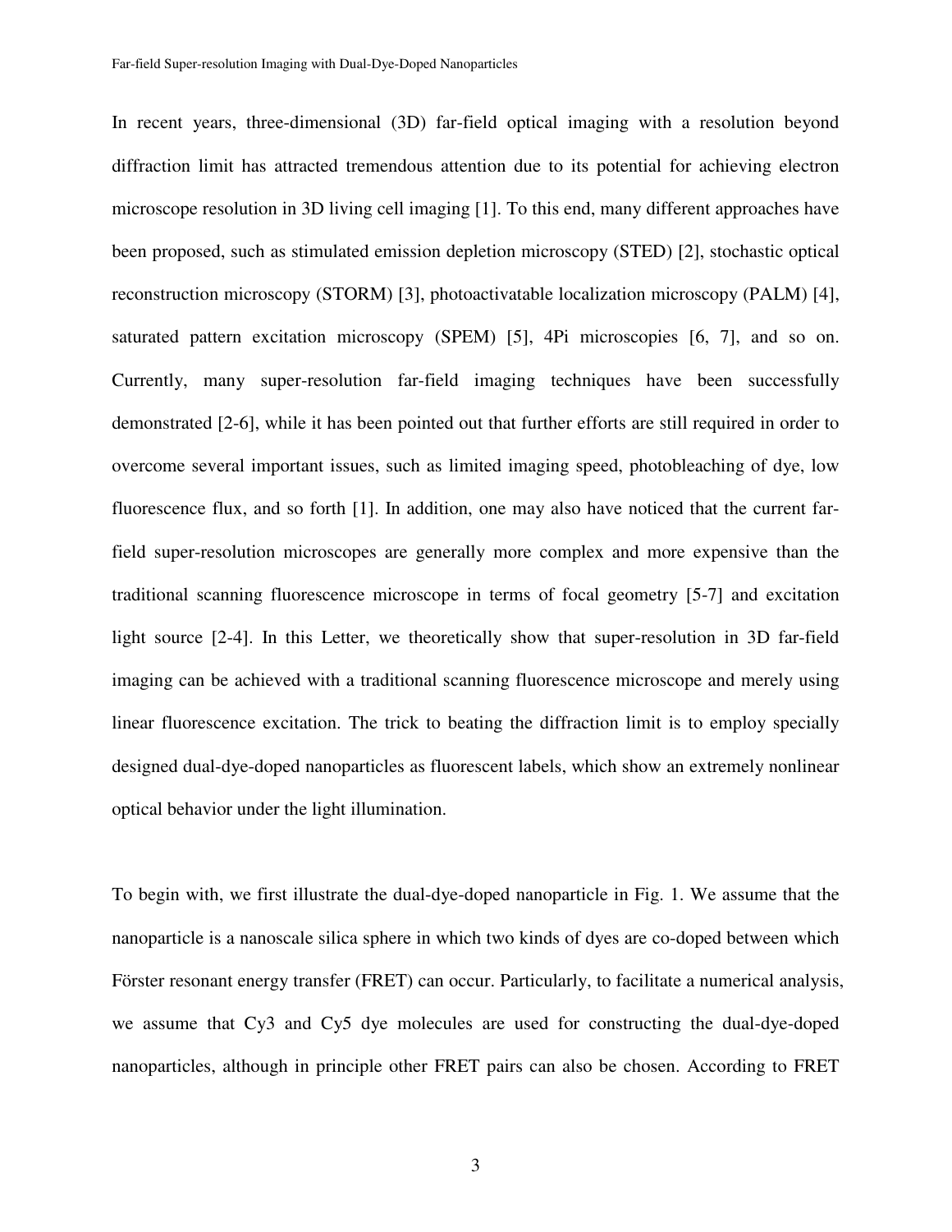In recent years, three-dimensional (3D) far-field optical imaging with a resolution beyond diffraction limit has attracted tremendous attention due to its potential for achieving electron microscope resolution in 3D living cell imaging [1]. To this end, many different approaches have been proposed, such as stimulated emission depletion microscopy (STED) [2], stochastic optical reconstruction microscopy (STORM) [3], photoactivatable localization microscopy (PALM) [4], saturated pattern excitation microscopy (SPEM) [5], 4Pi microscopies [6, 7], and so on. Currently, many super-resolution far-field imaging techniques have been successfully demonstrated [2-6], while it has been pointed out that further efforts are still required in order to overcome several important issues, such as limited imaging speed, photobleaching of dye, low fluorescence flux, and so forth [1]. In addition, one may also have noticed that the current far-field super-resolution microscopes are generally more complex and more expensive than the traditional scanning fluorescence microscope in terms of focal geometry [5-7] and excitation light source [2-4]. In this Letter, we theoretically show that super-resolution in 3D far-field imaging can be achieved with a traditional scanning fluorescence microscope and merely using linear fluorescence excitation. The trick to beating the diffraction limit is to employ specially designed dual-dye-doped nanoparticles as fluorescent labels, which show an extremely nonlinear optical behavior under the light illumination.

To begin with, we first illustrate the dual-dye-doped nanoparticle in Fig. 1. We assume that the nanoparticle is a nanoscale silica sphere in which two kinds of dyes are co-doped between which Förster resonant energy transfer (FRET) can occur. Particularly, to facilitate a numerical analysis, we assume that Cy3 and Cy5 dye molecules are used for constructing the dual-dye-doped nanoparticles, although in principle other FRET pairs can also be chosen. According to FRET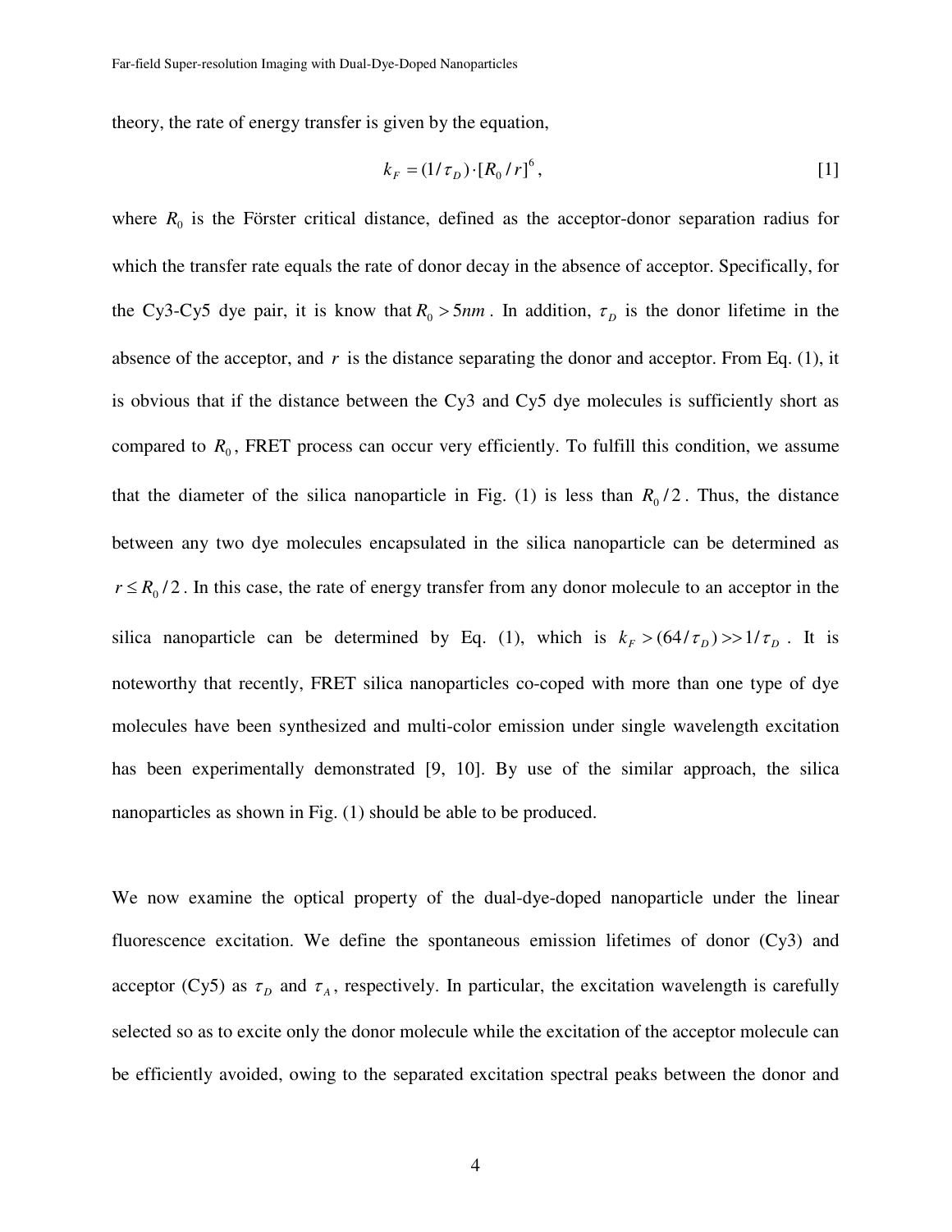theory, the rate of energy transfer is given by the equation,

$$k_F = (1/\tau_D)\cdot[R_0/r]^6, \tag{1}$$

where $R_0$ is the Förster critical distance, defined as the acceptor-donor separation radius for which the transfer rate equals the rate of donor decay in the absence of acceptor. Specifically, for the Cy3-Cy5 dye pair, it is know that $R_0 > 5nm$. In addition, $\tau_D$ is the donor lifetime in the absence of the acceptor, and $r$ is the distance separating the donor and acceptor. From Eq. (1), it is obvious that if the distance between the Cy3 and Cy5 dye molecules is sufficiently short as compared to $R_0$, FRET process can occur very efficiently. To fulfill this condition, we assume that the diameter of the silica nanoparticle in Fig. (1) is less than $R_0/2$. Thus, the distance between any two dye molecules encapsulated in the silica nanoparticle can be determined as $r \le R_0/2$. In this case, the rate of energy transfer from any donor molecule to an acceptor in the silica nanoparticle can be determined by Eq. (1), which is $k_F > (64/\tau_D) >> 1/\tau_D$. It is noteworthy that recently, FRET silica nanoparticles co-coped with more than one type of dye molecules have been synthesized and multi-color emission under single wavelength excitation has been experimentally demonstrated [9, 10]. By use of the similar approach, the silica nanoparticles as shown in Fig. (1) should be able to be produced.

We now examine the optical property of the dual-dye-doped nanoparticle under the linear fluorescence excitation. We define the spontaneous emission lifetimes of donor (Cy3) and acceptor (Cy5) as $\tau_D$ and $\tau_A$, respectively. In particular, the excitation wavelength is carefully selected so as to excite only the donor molecule while the excitation of the acceptor molecule can be efficiently avoided, owing to the separated excitation spectral peaks between the donor and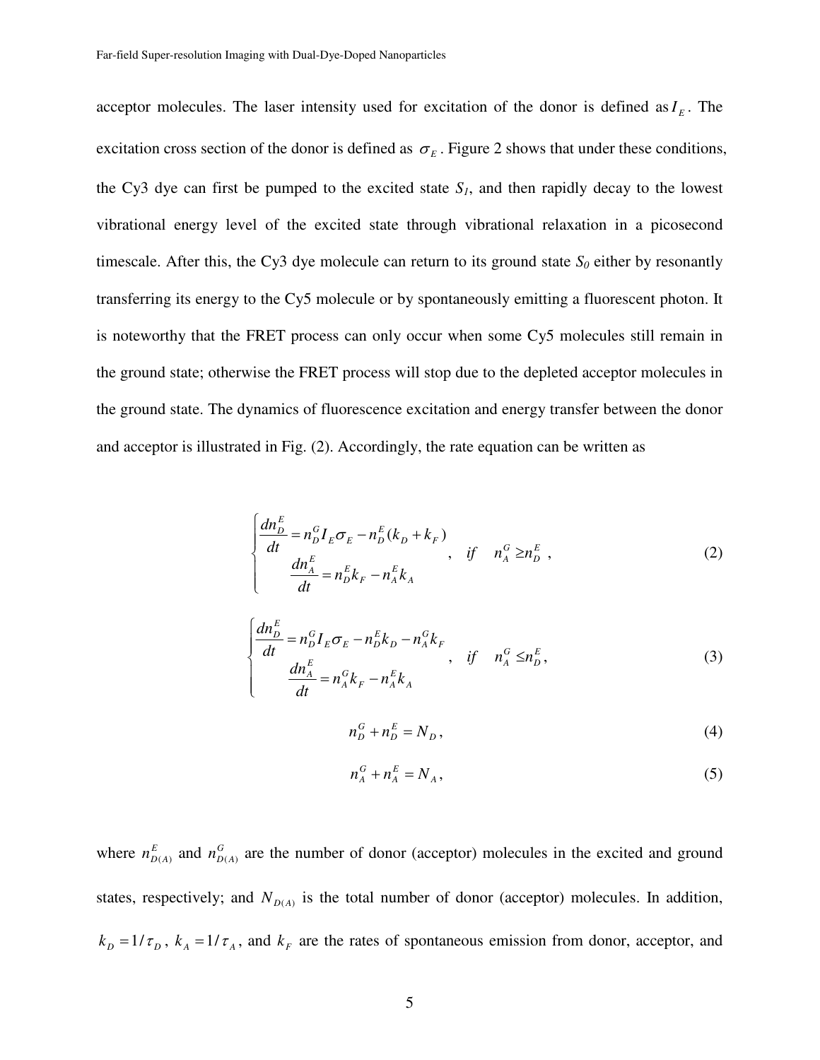acceptor molecules. The laser intensity used for excitation of the donor is defined as $I_E$. The excitation cross section of the donor is defined as $\sigma_E$. Figure 2 shows that under these conditions, the Cy3 dye can first be pumped to the excited state $S_1$, and then rapidly decay to the lowest vibrational energy level of the excited state through vibrational relaxation in a picosecond timescale. After this, the Cy3 dye molecule can return to its ground state $S_0$ either by resonantly transferring its energy to the Cy5 molecule or by spontaneously emitting a fluorescent photon. It is noteworthy that the FRET process can only occur when some Cy5 molecules still remain in the ground state; otherwise the FRET process will stop due to the depleted acceptor molecules in the ground state. The dynamics of fluorescence excitation and energy transfer between the donor and acceptor is illustrated in Fig. (2). Accordingly, the rate equation can be written as

$$\begin{cases} \dfrac{dn_D^E}{dt} = n_D^G I_E \sigma_E - n_D^E (k_D + k_F) \\ \dfrac{dn_A^E}{dt} = n_D^E k_F - n_A^E k_A \end{cases}, \quad if \quad n_A^G \geq n_D^E \ , \tag{2}$$

$$\begin{cases} \dfrac{dn_D^E}{dt} = n_D^G I_E \sigma_E - n_D^E k_D - n_A^G k_F \\ \dfrac{dn_A^E}{dt} = n_A^G k_F - n_A^E k_A \end{cases}, \quad if \quad n_A^G \leq n_D^E, \tag{3}$$

$$n_D^G + n_D^E = N_D, \tag{4}$$

$$n_A^G + n_A^E = N_A, \tag{5}$$

where $n_{D(A)}^E$ and $n_{D(A)}^G$ are the number of donor (acceptor) molecules in the excited and ground states, respectively; and $N_{D(A)}$ is the total number of donor (acceptor) molecules. In addition, $k_D = 1/\tau_D$, $k_A = 1/\tau_A$, and $k_F$ are the rates of spontaneous emission from donor, acceptor, and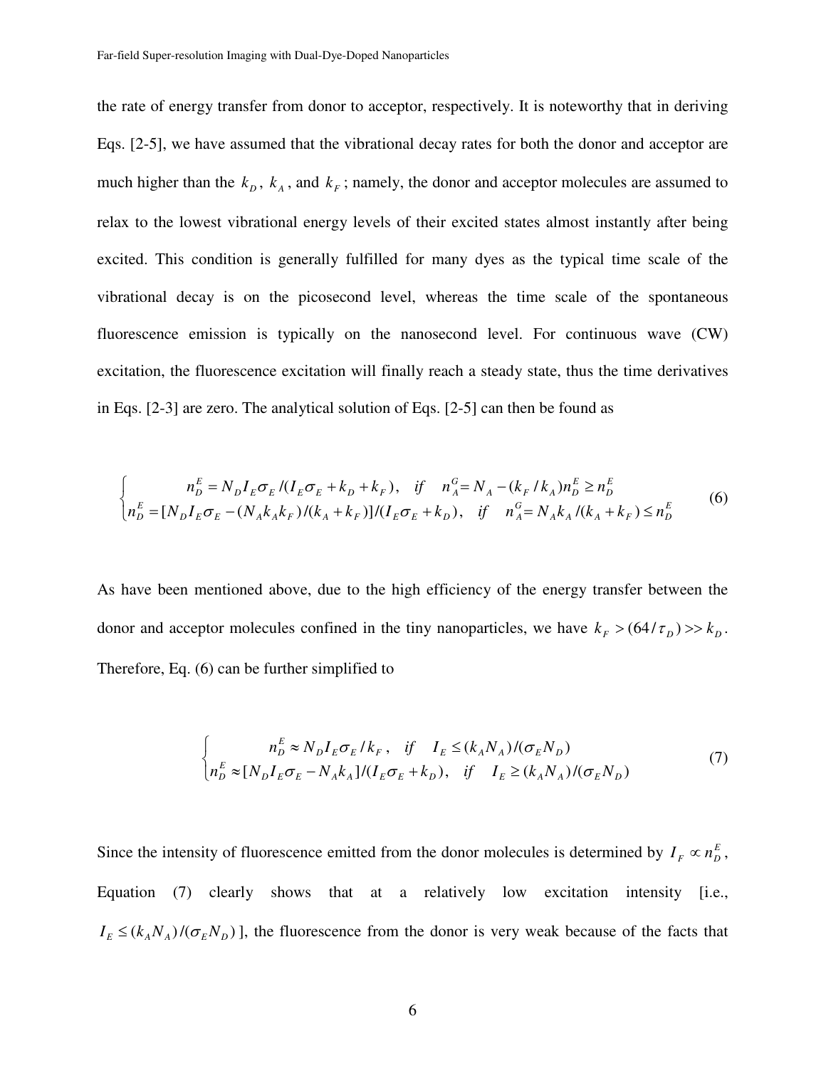the rate of energy transfer from donor to acceptor, respectively. It is noteworthy that in deriving Eqs. [2-5], we have assumed that the vibrational decay rates for both the donor and acceptor are much higher than the $k_D$, $k_A$, and $k_F$; namely, the donor and acceptor molecules are assumed to relax to the lowest vibrational energy levels of their excited states almost instantly after being excited. This condition is generally fulfilled for many dyes as the typical time scale of the vibrational decay is on the picosecond level, whereas the time scale of the spontaneous fluorescence emission is typically on the nanosecond level. For continuous wave (CW) excitation, the fluorescence excitation will finally reach a steady state, thus the time derivatives in Eqs. [2-3] are zero. The analytical solution of Eqs. [2-5] can then be found as

$$\begin{cases} n_D^E = N_D I_E \sigma_E /(I_E \sigma_E + k_D + k_F), \quad if \quad n_A^G = N_A - (k_F / k_A) n_D^E \ge n_D^E \\ n_D^E = [N_D I_E \sigma_E - (N_A k_A k_F)/(k_A + k_F)]/(I_E \sigma_E + k_D), \quad if \quad n_A^G = N_A k_A /(k_A + k_F) \le n_D^E \end{cases} \tag{6}$$

As have been mentioned above, due to the high efficiency of the energy transfer between the donor and acceptor molecules confined in the tiny nanoparticles, we have $k_F > (64/\tau_D) >> k_D$. Therefore, Eq. (6) can be further simplified to

$$\begin{cases} n_D^E \approx N_D I_E \sigma_E / k_F, \quad if \quad I_E \le (k_A N_A)/(\sigma_E N_D) \\ n_D^E \approx [N_D I_E \sigma_E - N_A k_A]/(I_E \sigma_E + k_D), \quad if \quad I_E \ge (k_A N_A)/(\sigma_E N_D) \end{cases} \tag{7}$$

Since the intensity of fluorescence emitted from the donor molecules is determined by $I_F \propto n_D^E$, Equation (7) clearly shows that at a relatively low excitation intensity [i.e., $I_E \le (k_A N_A)/(\sigma_E N_D)$], the fluorescence from the donor is very weak because of the facts that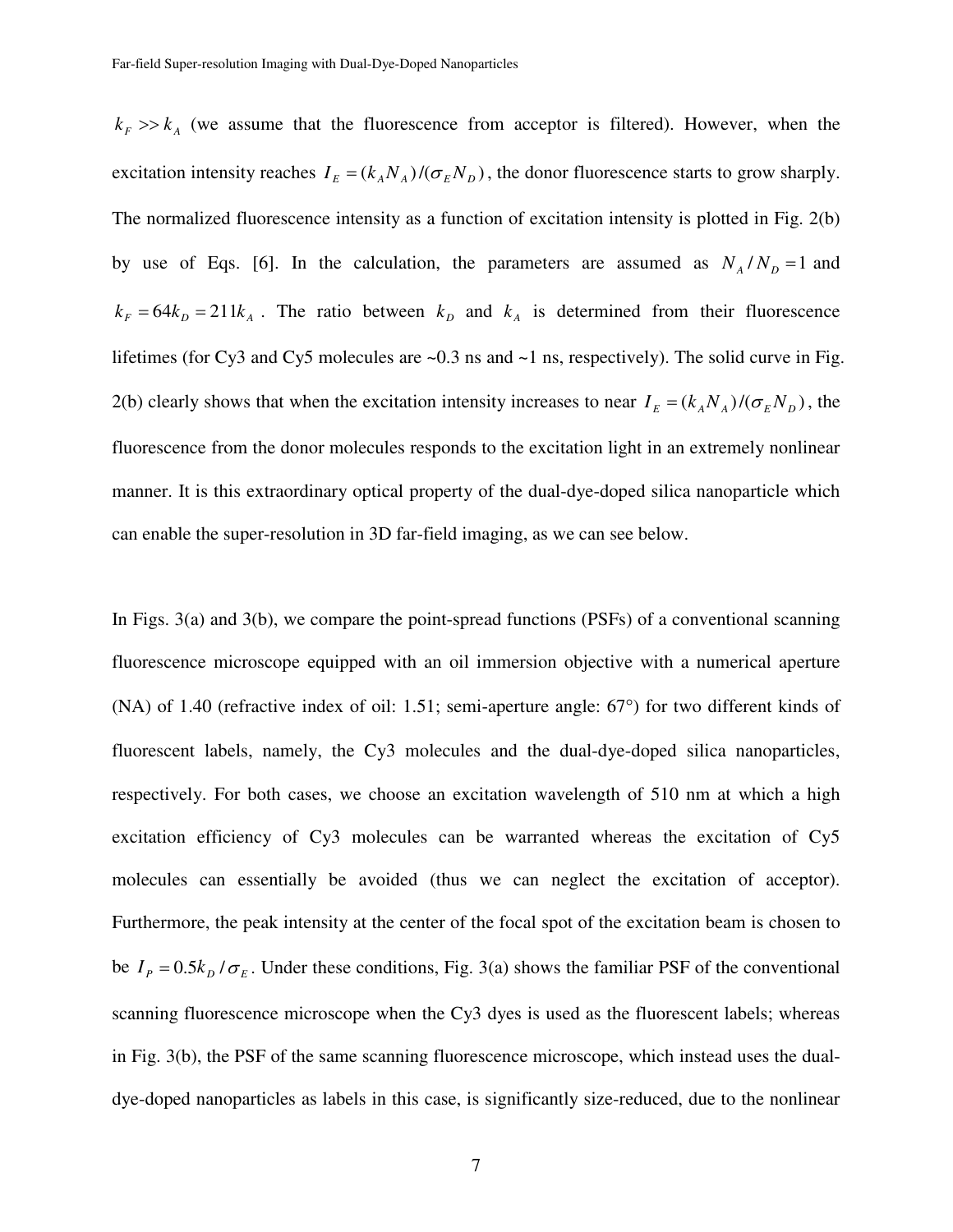$k_F >> k_A$ (we assume that the fluorescence from acceptor is filtered). However, when the excitation intensity reaches $I_E = (k_A N_A)/(\sigma_E N_D)$, the donor fluorescence starts to grow sharply. The normalized fluorescence intensity as a function of excitation intensity is plotted in Fig. 2(b) by use of Eqs. [6]. In the calculation, the parameters are assumed as $N_A / N_D = 1$ and $k_F = 64k_D = 211k_A$. The ratio between $k_D$ and $k_A$ is determined from their fluorescence lifetimes (for Cy3 and Cy5 molecules are ~0.3 ns and ~1 ns, respectively). The solid curve in Fig. 2(b) clearly shows that when the excitation intensity increases to near $I_E = (k_A N_A)/(\sigma_E N_D)$, the fluorescence from the donor molecules responds to the excitation light in an extremely nonlinear manner. It is this extraordinary optical property of the dual-dye-doped silica nanoparticle which can enable the super-resolution in 3D far-field imaging, as we can see below.

In Figs. 3(a) and 3(b), we compare the point-spread functions (PSFs) of a conventional scanning fluorescence microscope equipped with an oil immersion objective with a numerical aperture (NA) of 1.40 (refractive index of oil: 1.51; semi-aperture angle: 67°) for two different kinds of fluorescent labels, namely, the Cy3 molecules and the dual-dye-doped silica nanoparticles, respectively. For both cases, we choose an excitation wavelength of 510 nm at which a high excitation efficiency of Cy3 molecules can be warranted whereas the excitation of Cy5 molecules can essentially be avoided (thus we can neglect the excitation of acceptor). Furthermore, the peak intensity at the center of the focal spot of the excitation beam is chosen to be $I_P = 0.5k_D / \sigma_E$. Under these conditions, Fig. 3(a) shows the familiar PSF of the conventional scanning fluorescence microscope when the Cy3 dyes is used as the fluorescent labels; whereas in Fig. 3(b), the PSF of the same scanning fluorescence microscope, which instead uses the dual-dye-doped nanoparticles as labels in this case, is significantly size-reduced, due to the nonlinear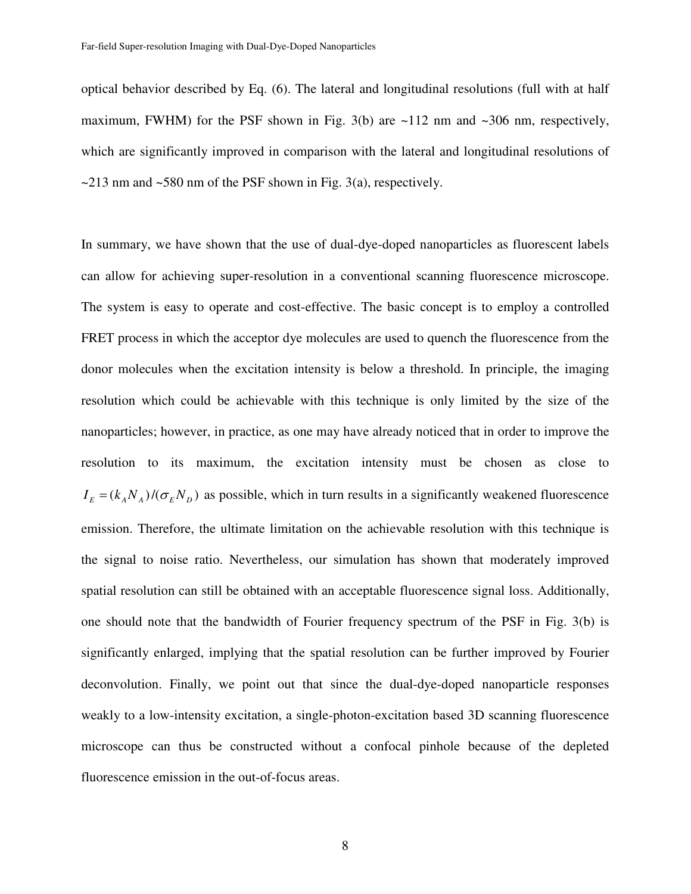optical behavior described by Eq. (6). The lateral and longitudinal resolutions (full with at half maximum, FWHM) for the PSF shown in Fig. 3(b) are ~112 nm and ~306 nm, respectively, which are significantly improved in comparison with the lateral and longitudinal resolutions of ~213 nm and ~580 nm of the PSF shown in Fig. 3(a), respectively.

In summary, we have shown that the use of dual-dye-doped nanoparticles as fluorescent labels can allow for achieving super-resolution in a conventional scanning fluorescence microscope. The system is easy to operate and cost-effective. The basic concept is to employ a controlled FRET process in which the acceptor dye molecules are used to quench the fluorescence from the donor molecules when the excitation intensity is below a threshold. In principle, the imaging resolution which could be achievable with this technique is only limited by the size of the nanoparticles; however, in practice, as one may have already noticed that in order to improve the resolution to its maximum, the excitation intensity must be chosen as close to $I_E = (k_A N_A)/(\sigma_E N_D)$ as possible, which in turn results in a significantly weakened fluorescence emission. Therefore, the ultimate limitation on the achievable resolution with this technique is the signal to noise ratio. Nevertheless, our simulation has shown that moderately improved spatial resolution can still be obtained with an acceptable fluorescence signal loss. Additionally, one should note that the bandwidth of Fourier frequency spectrum of the PSF in Fig. 3(b) is significantly enlarged, implying that the spatial resolution can be further improved by Fourier deconvolution. Finally, we point out that since the dual-dye-doped nanoparticle responses weakly to a low-intensity excitation, a single-photon-excitation based 3D scanning fluorescence microscope can thus be constructed without a confocal pinhole because of the depleted fluorescence emission in the out-of-focus areas.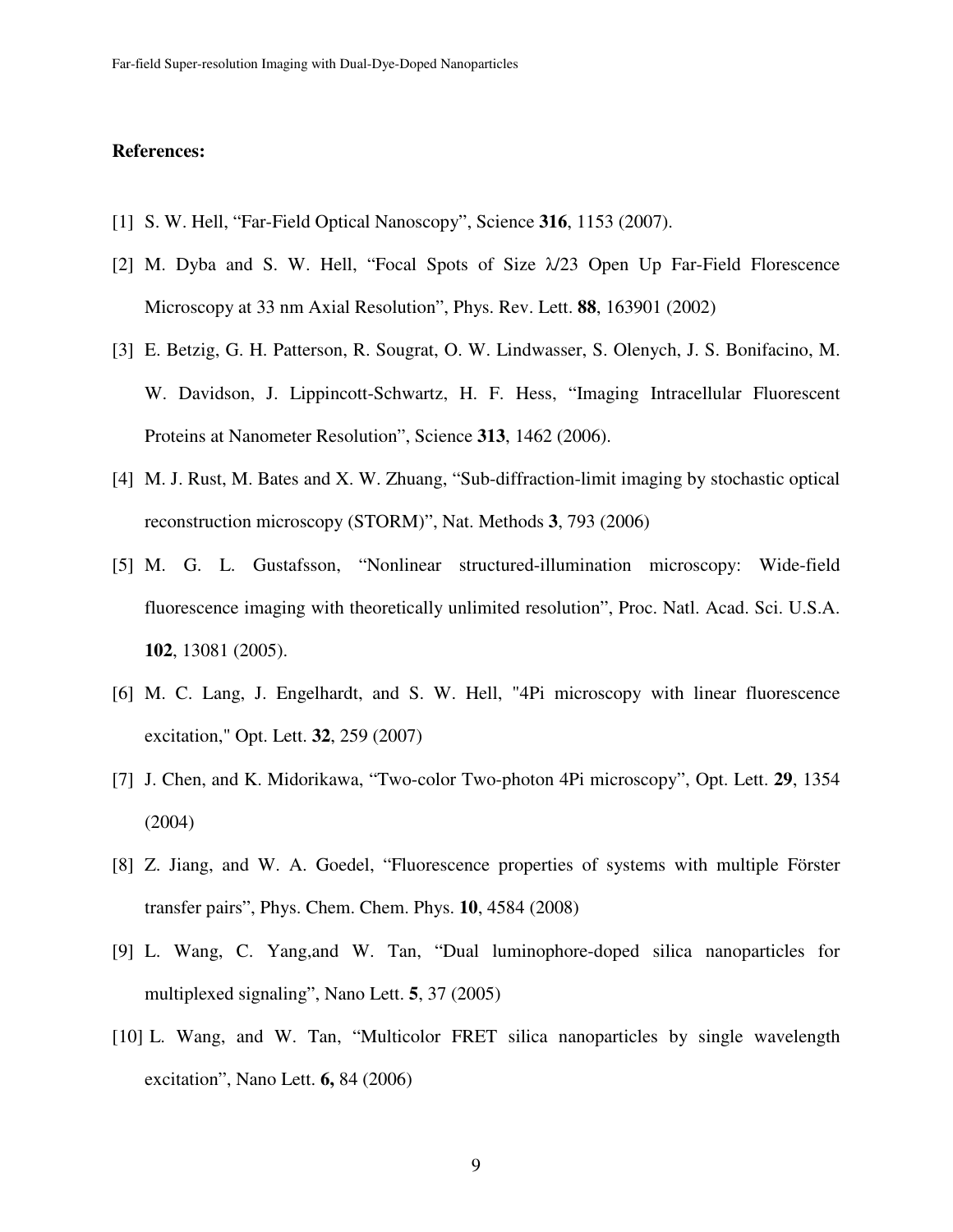**References:**

[1] S. W. Hell, “Far-Field Optical Nanoscopy”, Science **316**, 1153 (2007).

[2] M. Dyba and S. W. Hell, “Focal Spots of Size λ/23 Open Up Far-Field Florescence Microscopy at 33 nm Axial Resolution”, Phys. Rev. Lett. **88**, 163901 (2002)

[3] E. Betzig, G. H. Patterson, R. Sougrat, O. W. Lindwasser, S. Olenych, J. S. Bonifacino, M. W. Davidson, J. Lippincott-Schwartz, H. F. Hess, “Imaging Intracellular Fluorescent Proteins at Nanometer Resolution”, Science **313**, 1462 (2006).

[4] M. J. Rust, M. Bates and X. W. Zhuang, “Sub-diffraction-limit imaging by stochastic optical reconstruction microscopy (STORM)”, Nat. Methods **3**, 793 (2006)

[5] M. G. L. Gustafsson, “Nonlinear structured-illumination microscopy: Wide-field fluorescence imaging with theoretically unlimited resolution”, Proc. Natl. Acad. Sci. U.S.A. **102**, 13081 (2005).

[6] M. C. Lang, J. Engelhardt, and S. W. Hell, "4Pi microscopy with linear fluorescence excitation," Opt. Lett. **32**, 259 (2007)

[7] J. Chen, and K. Midorikawa, “Two-color Two-photon 4Pi microscopy”, Opt. Lett. **29**, 1354 (2004)

[8] Z. Jiang, and W. A. Goedel, “Fluorescence properties of systems with multiple Förster transfer pairs”, Phys. Chem. Chem. Phys. **10**, 4584 (2008)

[9] L. Wang, C. Yang,and W. Tan, “Dual luminophore-doped silica nanoparticles for multiplexed signaling”, Nano Lett. **5**, 37 (2005)

[10] L. Wang, and W. Tan, “Multicolor FRET silica nanoparticles by single wavelength excitation”, Nano Lett. **6,** 84 (2006)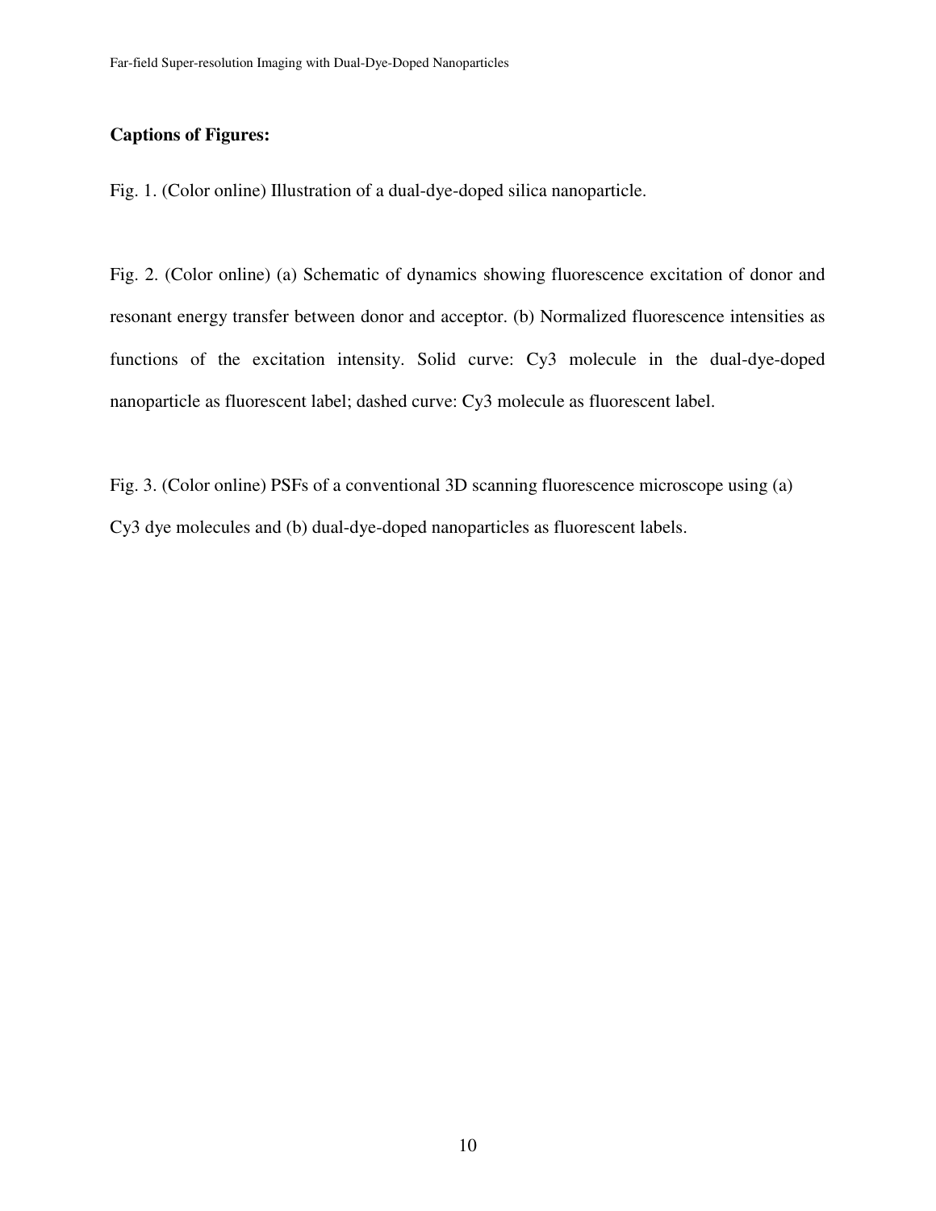**Captions of Figures:**

Fig. 1. (Color online) Illustration of a dual-dye-doped silica nanoparticle.

Fig. 2. (Color online) (a) Schematic of dynamics showing fluorescence excitation of donor and resonant energy transfer between donor and acceptor. (b) Normalized fluorescence intensities as functions of the excitation intensity. Solid curve: Cy3 molecule in the dual-dye-doped nanoparticle as fluorescent label; dashed curve: Cy3 molecule as fluorescent label.

Fig. 3. (Color online) PSFs of a conventional 3D scanning fluorescence microscope using (a) Cy3 dye molecules and (b) dual-dye-doped nanoparticles as fluorescent labels.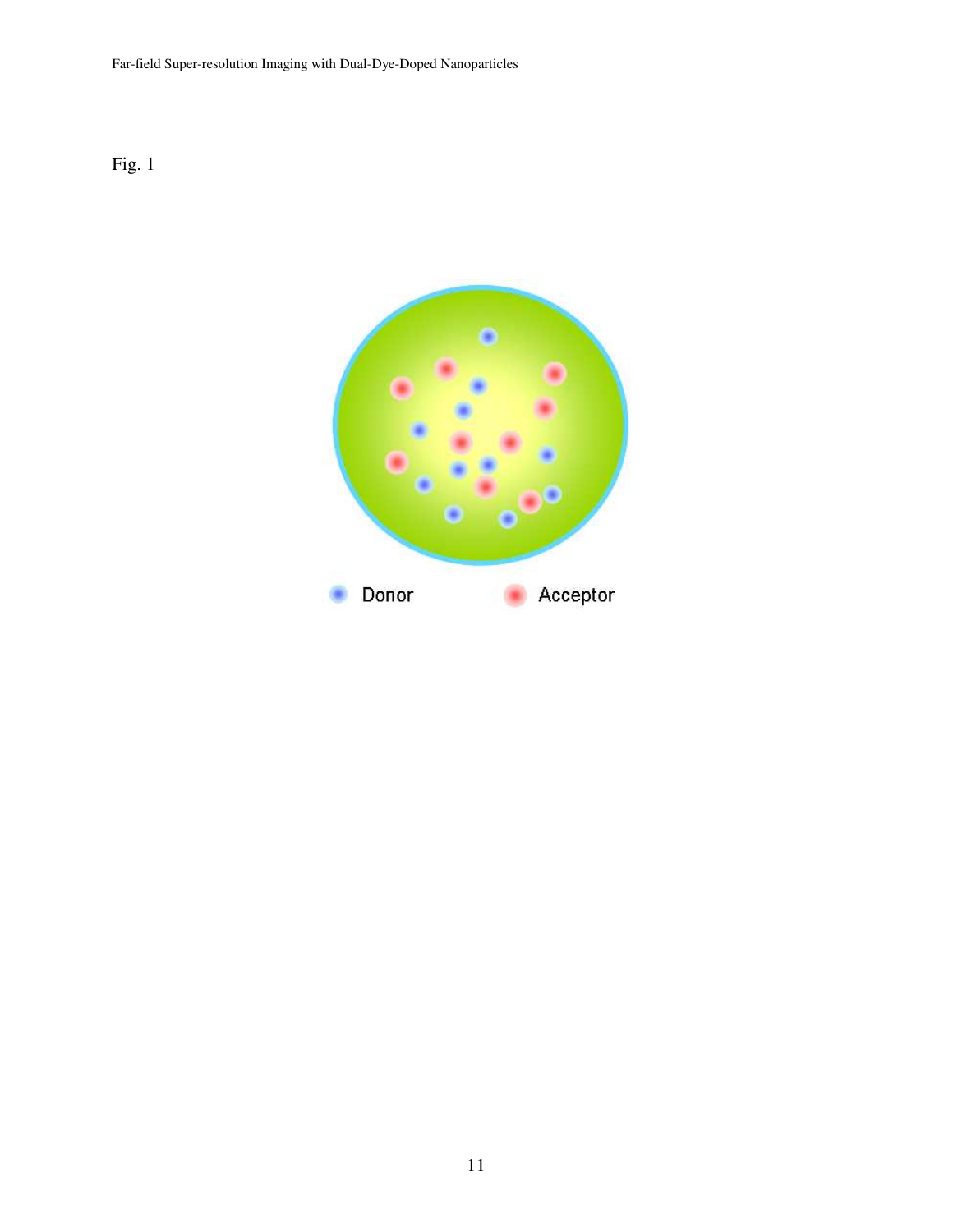Fig. 1

Donor Acceptor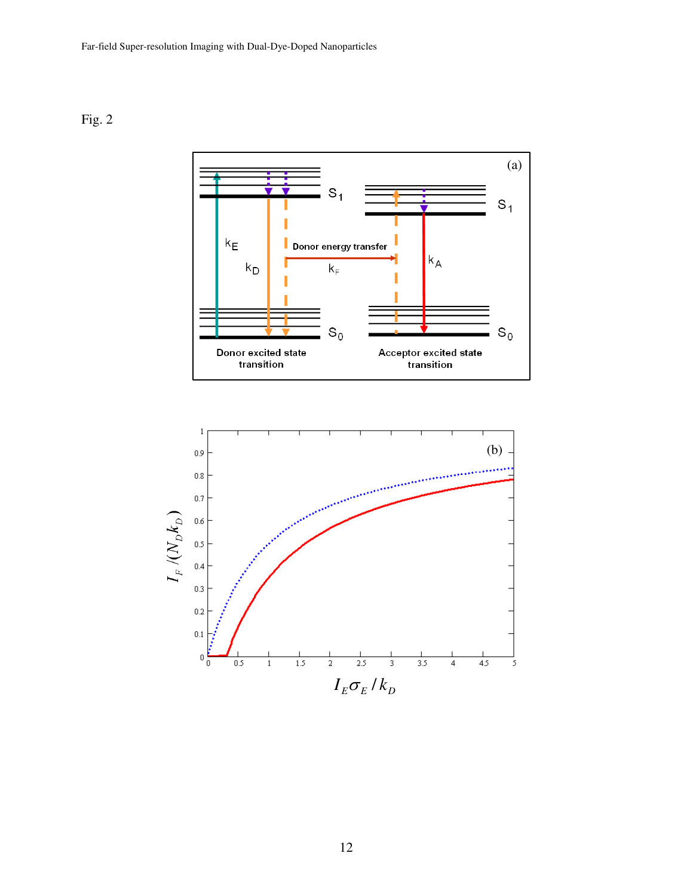Fig. 2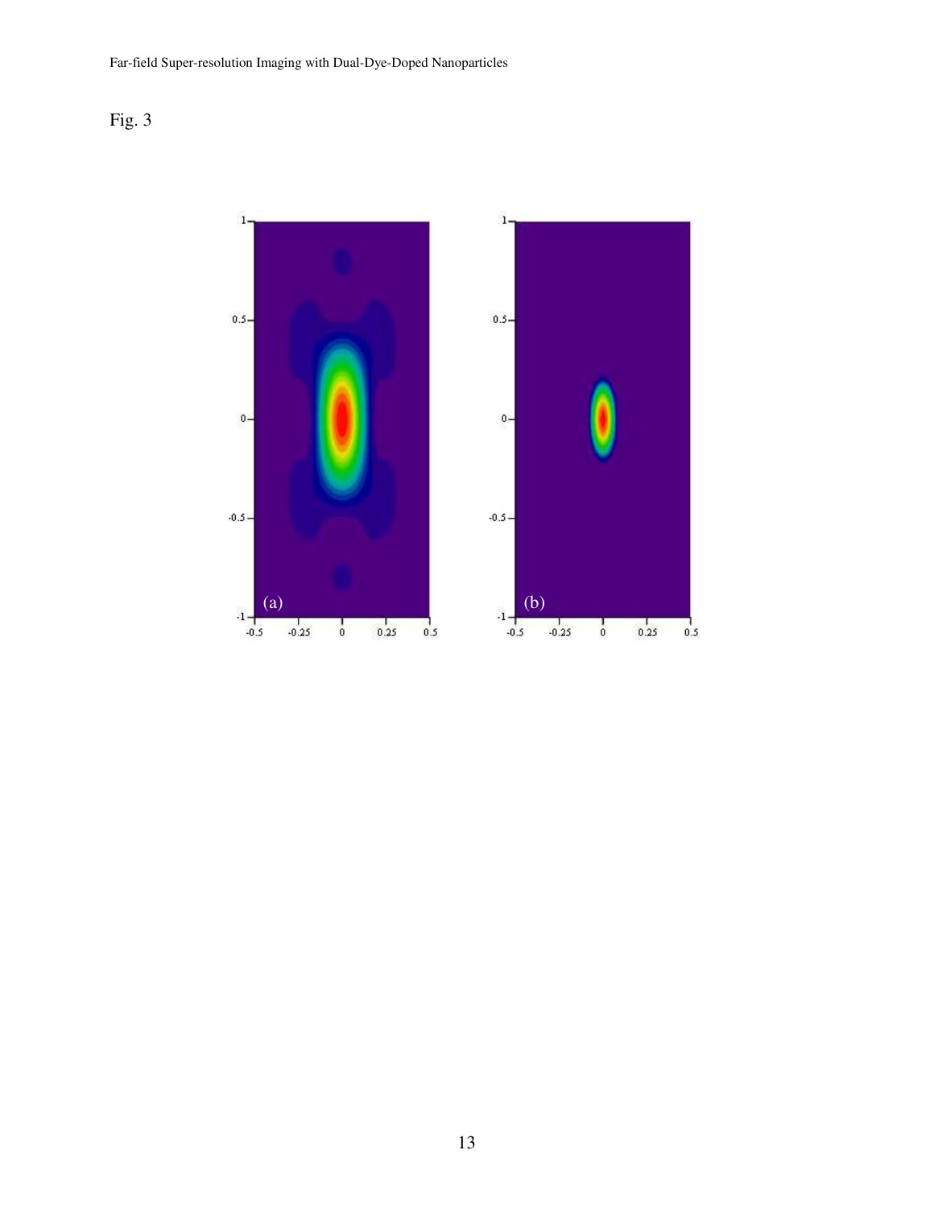Fig. 3

1

0.5

0

-0.5

-1

-0.5 -0.25 0 0.25 0.5

(a)

1

0.5

0

-0.5

-1

-0.5 -0.25 0 0.25 0.5

(b)